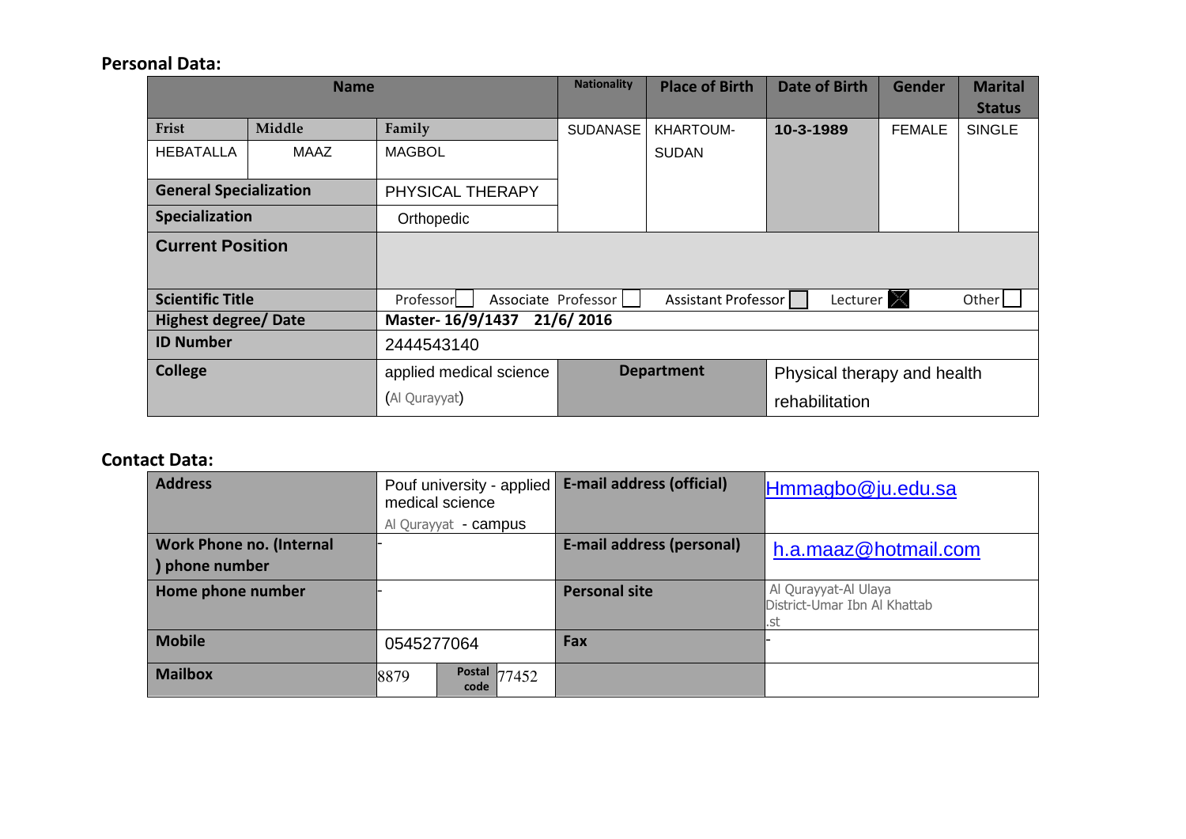## Personal Data:

| Name | | | Nationality | Place of Birth | Date of Birth | Gender | Marital Status |
|---|---|---|---|---|---|---|---|
| Frist | Middle | Family | SUDANASE | KHARTOUM-SUDAN | **10-3-1989** | FEMALE | SINGLE |
| HEBATALLA | MAAZ | MAGBOL | | | | | |
| **General Specialization** | | PHYSICAL THERAPY | | | | | |
| **Specialization** | | Orthopedic | | | | | |
| **Current Position** | | | | | | | |
| **Scientific Title** | | Professor ☐ Associate Professor ☐ Assistant Professor ☐ Lecturer ☒ Other ☐ | | | | | |
| **Highest degree/ Date** | | **Master- 16/9/1437 21/6/ 2016** | | | | | |
| **ID Number** | | 2444543140 | | | | | |
| **College** | | applied medical science (Al Qurayyat) | **Department** | Physical therapy and health rehabilitation | | | |

## Contact Data:

| **Address** | Pouf university - applied medical science Al Qurayyat - campus | **E-mail address (official)** | Hmmagbo@ju.edu.sa |
|---|---|---|---|
| **Work Phone no. (Internal ) phone number** | - | **E-mail address (personal)** | h.a.maaz@hotmail.com |
| **Home phone number** | - | **Personal site** | Al Qurayyat-Al Ulaya District-Umar Ibn Al Khattab .st |
| **Mobile** | 0545277064 | **Fax** | - |
| **Mailbox** | 8879 — **Postal code** 77452 | | |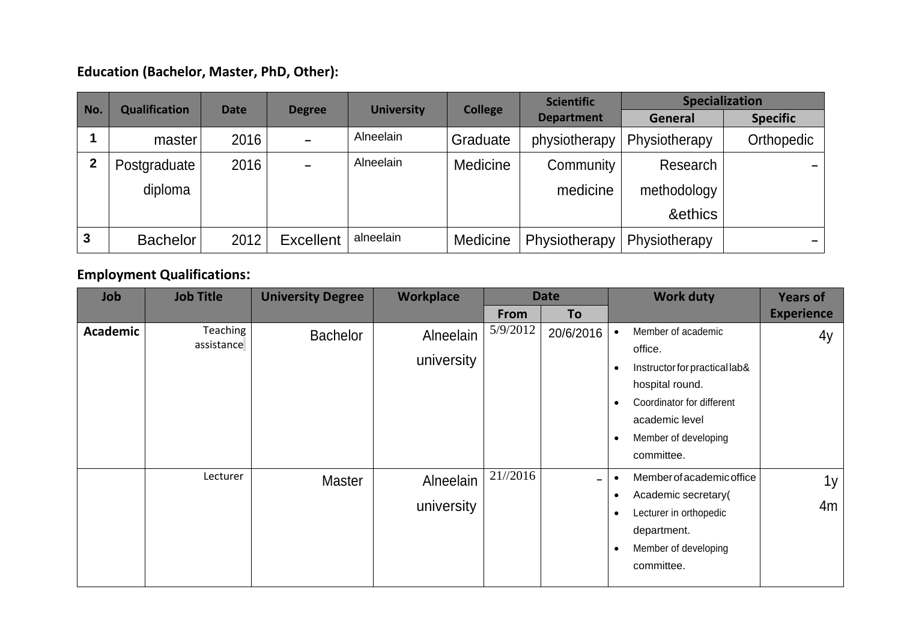**Education (Bachelor, Master, PhD, Other):**

| No. | Qualification | Date | Degree | University | College | Scientific Department | Specialization | |
|---|---|---|---|---|---|---|---|---|
| | | | | | | | General | Specific |
| 1 | master | 2016 | – | Alneelain | Graduate | physiotherapy | Physiotherapy | Orthopedic |
| 2 | Postgraduate diploma | 2016 | – | Alneelain | Medicine | Community medicine | Research methodology &ethics | – |
| 3 | Bachelor | 2012 | Excellent | alneelain | Medicine | Physiotherapy | Physiotherapy | – |

**Employment Qualifications:**

| Job | Job Title | University Degree | Workplace | Date | | Work duty | Years of Experience |
|---|---|---|---|---|---|---|---|
| | | | | From | To | | |
| **Academic** | Teaching assistance | Bachelor | Alneelain university | 5/9/2012 | 20/6/2016 | • Member of academic office.<br>• Instructor for practical lab& hospital round.<br>• Coordinator for different academic level<br>• Member of developing committee. | 4y |
| | Lecturer | Master | Alneelain university | 21//2016 | – | • Member of academic office<br>• Academic secretary(<br>• Lecturer in orthopedic department.<br>• Member of developing committee. | 1y 4m |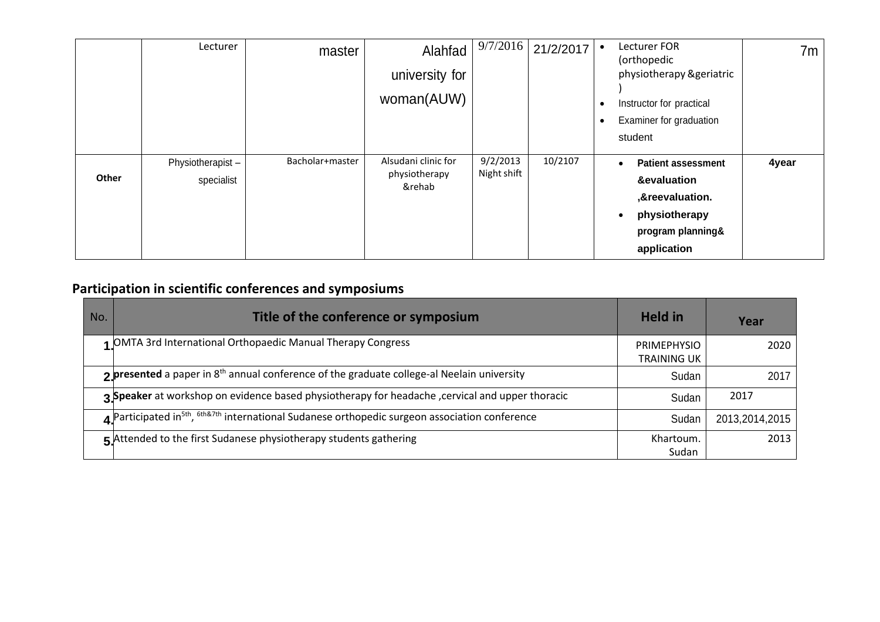|  | Lecturer | master | Alahfad university for woman(AUW) | 9/7/2016 | 21/2/2017 | • Lecturer FOR (orthopedic physiotherapy &geriatric )<br>• Instructor for practical<br>• Examiner for graduation student | 7m |
|---|---|---|---|---|---|---|---|
| **Other** | Physiotherapist – specialist | Bacholar+master | Alsudani clinic for physiotherapy &rehab | 9/2/2013 Night shift | 10/2107 | • **Patient assessment &evaluation ,&reevaluation.**<br>• **physiotherapy program planning& application** | **4year** |

## Participation in scientific conferences and symposiums

| No. | Title of the conference or symposium | Held in | Year |
|---|---|---|---|
| 1. | OMTA 3rd International Orthopaedic Manual Therapy Congress | PRIMEPHYSIO TRAINING UK | 2020 |
| 2. | **presented** a paper in 8th annual conference of the graduate college-al Neelain university | Sudan | 2017 |
| 3. | **Speaker** at workshop on evidence based physiotherapy for headache ,cervical and upper thoracic | Sudan | 2017 |
| 4. | Participated in 5th, 6th&7th international Sudanese orthopedic surgeon association conference | Sudan | 2013,2014,2015 |
| 5. | Attended to the first Sudanese physiotherapy students gathering | Khartoum. Sudan | 2013 |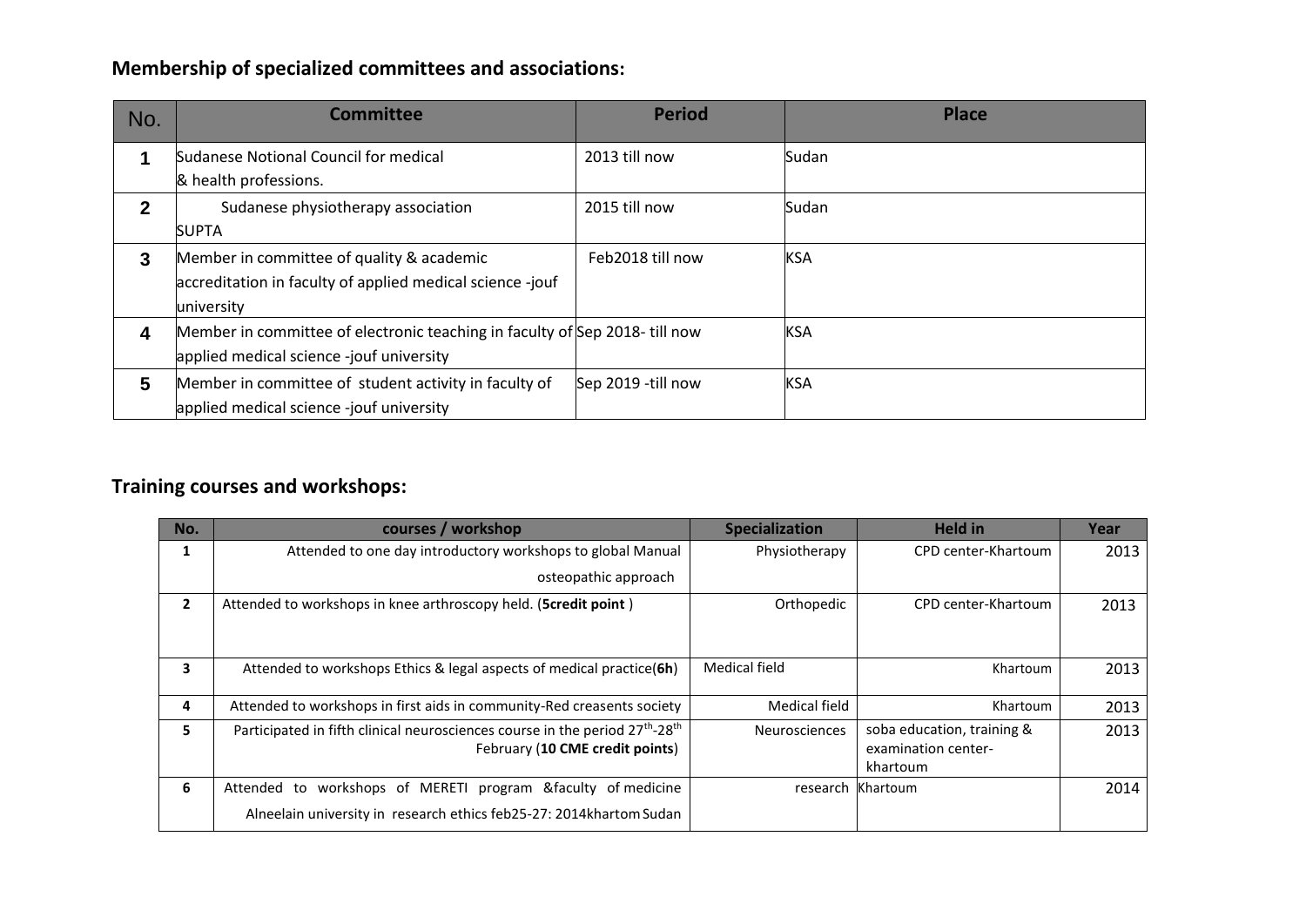## Membership of specialized committees and associations:

| No. | Committee | Period | Place |
|---|---|---|---|
| 1 | Sudanese Notional Council for medical & health professions. | 2013 till now | Sudan |
| 2 | Sudanese physiotherapy association SUPTA | 2015 till now | Sudan |
| 3 | Member in committee of quality & academic accreditation in faculty of applied medical science -jouf university | Feb2018 till now | KSA |
| 4 | Member in committee of electronic teaching in faculty of applied medical science -jouf university | Sep 2018- till now | KSA |
| 5 | Member in committee of student activity in faculty of applied medical science -jouf university | Sep 2019 -till now | KSA |

## Training courses and workshops:

| No. | courses / workshop | Specialization | Held in | Year |
|---|---|---|---|---|
| 1 | Attended to one day introductory workshops to global Manual osteopathic approach | Physiotherapy | CPD center-Khartoum | 2013 |
| 2 | Attended to workshops in knee arthroscopy held. (**5credit point** ) | Orthopedic | CPD center-Khartoum | 2013 |
| 3 | Attended to workshops Ethics & legal aspects of medical practice(**6h**) | Medical field | Khartoum | 2013 |
| 4 | Attended to workshops in first aids in community-Red creasents society | Medical field | Khartoum | 2013 |
| 5 | Participated in fifth clinical neurosciences course in the period 27th-28th February (**10 CME credit points**) | Neurosciences | soba education, training & examination center-khartoum | 2013 |
| 6 | Attended to workshops of MERETI program &faculty of medicine Alneelain university in research ethics feb25-27: 2014khartom Sudan | research | Khartoum | 2014 |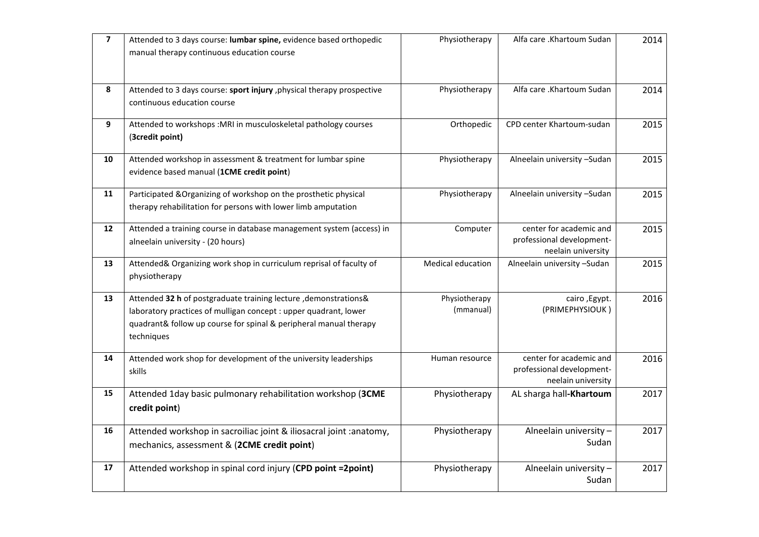| 7 | Attended to 3 days course: **lumbar spine,** evidence based orthopedic manual therapy continuous education course | Physiotherapy | Alfa care .Khartoum Sudan | 2014 |
|---|---|---|---|---|
| 8 | Attended to 3 days course: **sport injury** ,physical therapy prospective continuous education course | Physiotherapy | Alfa care .Khartoum Sudan | 2014 |
| 9 | Attended to workshops :MRI in musculoskeletal pathology courses (**3credit point)** | Orthopedic | CPD center Khartoum-sudan | 2015 |
| 10 | Attended workshop in assessment & treatment for lumbar spine evidence based manual (**1CME credit point**) | Physiotherapy | Alneelain university –Sudan | 2015 |
| 11 | Participated &Organizing of workshop on the prosthetic physical therapy rehabilitation for persons with lower limb amputation | Physiotherapy | Alneelain university –Sudan | 2015 |
| 12 | Attended a training course in database management system (access) in alneelain university - (20 hours) | Computer | center for academic and professional development- neelain university | 2015 |
| 13 | Attended& Organizing work shop in curriculum reprisal of faculty of physiotherapy | Medical education | Alneelain university –Sudan | 2015 |
| 13 | Attended **32 h** of postgraduate training lecture ,demonstrations& laboratory practices of mulligan concept : upper quadrant, lower quadrant& follow up course for spinal & peripheral manual therapy techniques | Physiotherapy (mmanual) | cairo ,Egypt. (PRIMEPHYSIOUK ) | 2016 |
| 14 | Attended work shop for development of the university leaderships skills | Human resource | center for academic and professional development- neelain university | 2016 |
| 15 | Attended 1day basic pulmonary rehabilitation workshop (**3CME credit point**) | Physiotherapy | AL sharga hall-**Khartoum** | 2017 |
| 16 | Attended workshop in sacroiliac joint & iliosacral joint :anatomy, mechanics, assessment & (**2CME credit point**) | Physiotherapy | Alneelain university – Sudan | 2017 |
| 17 | Attended workshop in spinal cord injury (**CPD point =2point)** | Physiotherapy | Alneelain university – Sudan | 2017 |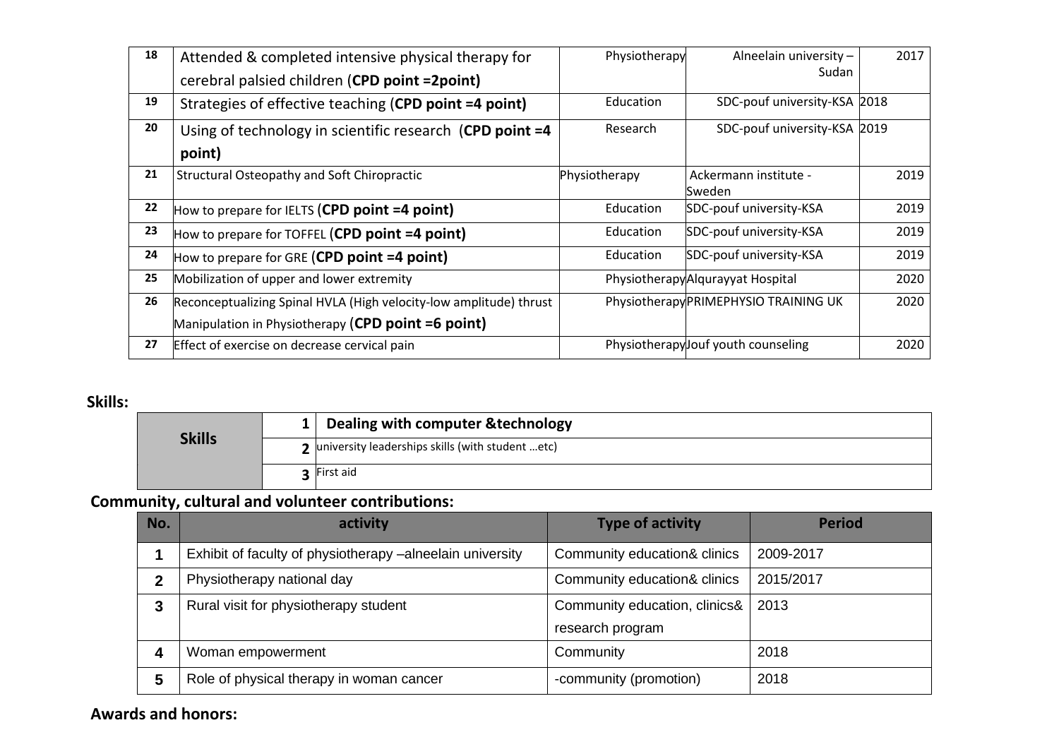| 18 | Attended & completed intensive physical therapy for cerebral palsied children (**CPD point =2point)** | Physiotherapy | Alneelain university – Sudan | 2017 |
|---|---|---|---|---|
| 19 | Strategies of effective teaching (**CPD point =4 point)** | Education | SDC-pouf university-KSA | 2018 |
| 20 | Using of technology in scientific research (**CPD point =4 point)** | Research | SDC-pouf university-KSA | 2019 |
| 21 | Structural Osteopathy and Soft Chiropractic | Physiotherapy | Ackermann institute - Sweden | 2019 |
| 22 | How to prepare for IELTS (**CPD point =4 point)** | Education | SDC-pouf university-KSA | 2019 |
| 23 | How to prepare for TOFFEL (**CPD point =4 point)** | Education | SDC-pouf university-KSA | 2019 |
| 24 | How to prepare for GRE (**CPD point =4 point)** | Education | SDC-pouf university-KSA | 2019 |
| 25 | Mobilization of upper and lower extremity | Physiotherapy | Alqurayyat Hospital | 2020 |
| 26 | Reconceptualizing Spinal HVLA (High velocity-low amplitude) thrust Manipulation in Physiotherapy (**CPD point =6 point)** | Physiotherapy | PRIMEPHYSIO TRAINING UK | 2020 |
| 27 | Effect of exercise on decrease cervical pain | Physiotherapy | Jouf youth counseling | 2020 |

**Skills:**

| Skills | 1 | **Dealing with computer &technology** |
|---|---|---|
| | 2 | university leaderships skills (with student …etc) |
| | 3 | First aid |

**Community, cultural and volunteer contributions:**

| No. | activity | Type of activity | Period |
|---|---|---|---|
| 1 | Exhibit of faculty of physiotherapy –alneelain university | Community education& clinics | 2009-2017 |
| 2 | Physiotherapy national day | Community education& clinics | 2015/2017 |
| 3 | Rural visit for physiotherapy student | Community education, clinics& research program | 2013 |
| 4 | Woman empowerment | Community | 2018 |
| 5 | Role of physical therapy in woman cancer | -community (promotion) | 2018 |

**Awards and honors:**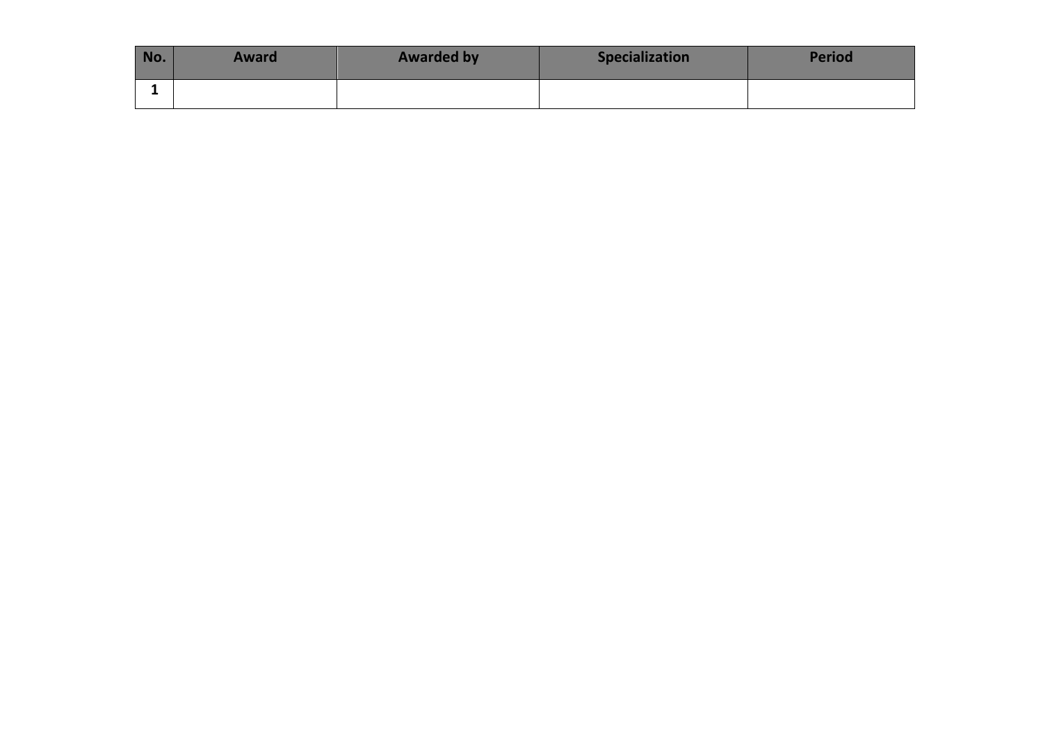| No. | Award | Awarded by | Specialization | Period |
| --- | --- | --- | --- | --- |
| 1 | | | | |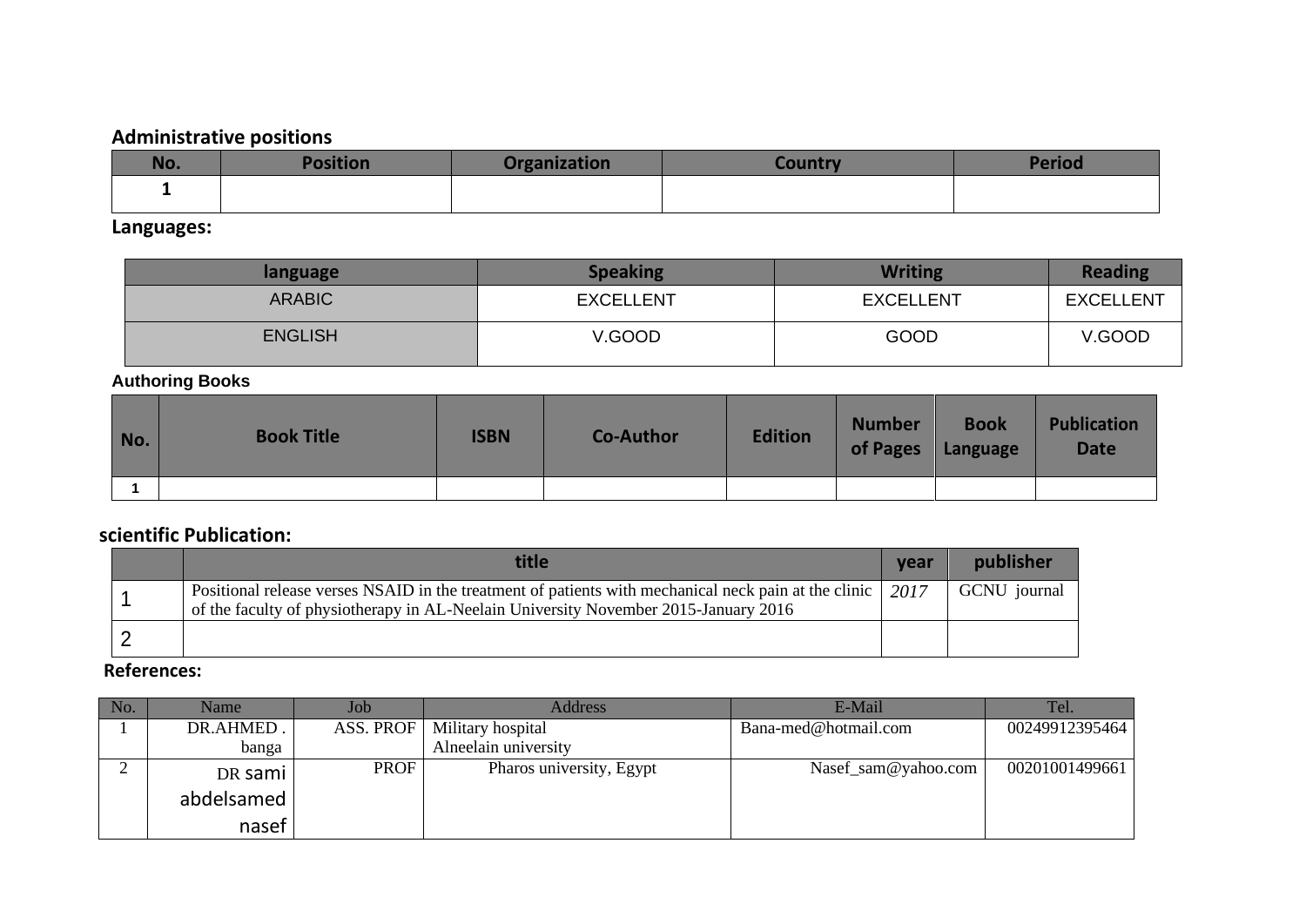### Administrative positions

| No. | Position | Organization | Country | Period |
|---|---|---|---|---|
| 1 | | | | |

### Languages:

| language | Speaking | Writing | Reading |
|---|---|---|---|
| ARABIC | EXCELLENT | EXCELLENT | EXCELLENT |
| ENGLISH | V.GOOD | GOOD | V.GOOD |

**Authoring Books**

| No. | Book Title | ISBN | Co-Author | Edition | Number of Pages | Book Language | Publication Date |
|---|---|---|---|---|---|---|---|
| 1 | | | | | | | |

### scientific Publication:

| | title | year | publisher |
|---|---|---|---|
| 1 | Positional release verses NSAID in the treatment of patients with mechanical neck pain at the clinic of the faculty of physiotherapy in AL-Neelain University November 2015-January 2016 | *2017* | GCNU journal |
| 2 | | | |

### References:

| No. | Name | Job | Address | E-Mail | Tel. |
|---|---|---|---|---|---|
| 1 | DR.AHMED . banga | ASS. PROF | Military hospital Alneelain university | Bana-med@hotmail.com | 00249912395464 |
| 2 | DR sami abdelsamed nasef | PROF | Pharos university, Egypt | Nasef_sam@yahoo.com | 00201001499661 |